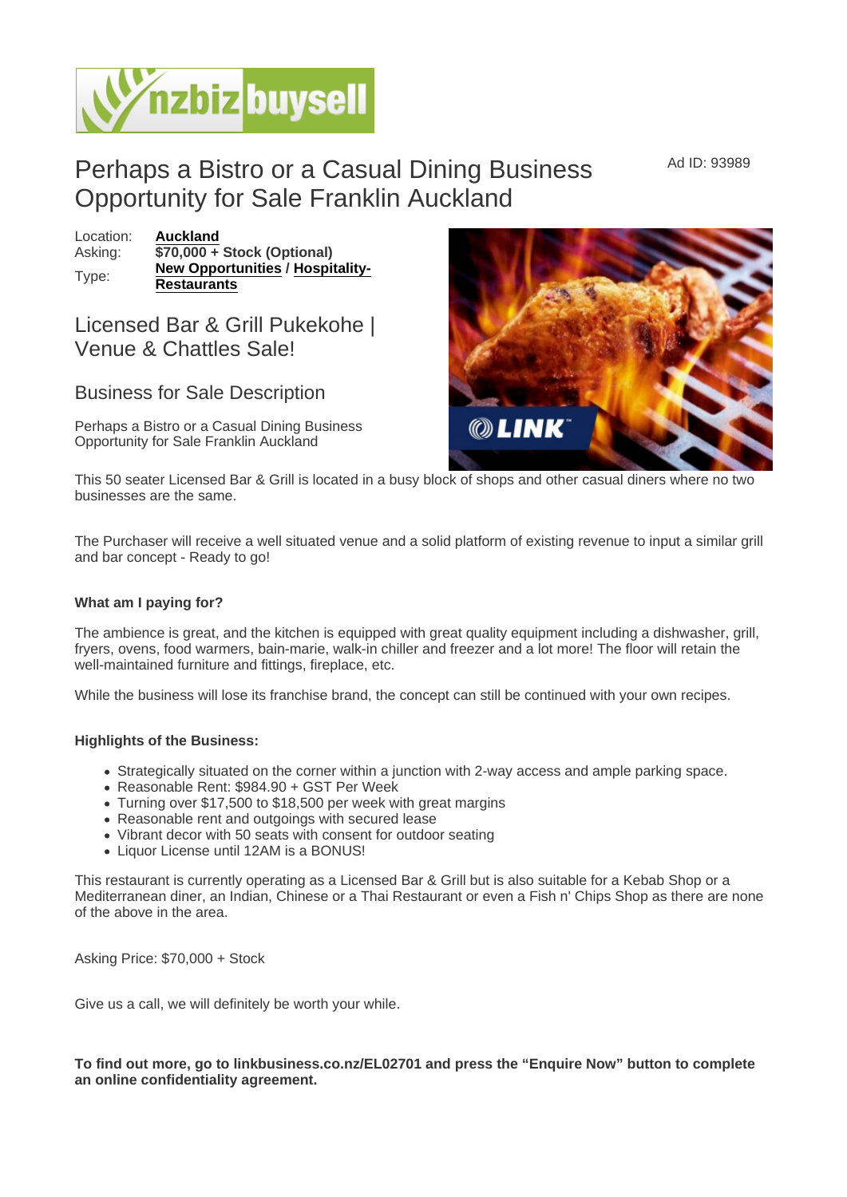# Perhaps a Bistro or a Casual Dining Business Opportunity for Sale Franklin Auckland

Ad ID: 93989

Location: **Auckland**
Asking: **$70,000 + Stock (Optional)**
Type: **New Opportunities** / **Hospitality-Restaurants**

## Licensed Bar & Grill Pukekohe | Venue & Chattles Sale!

### Business for Sale Description

Perhaps a Bistro or a Casual Dining Business Opportunity for Sale Franklin Auckland

This 50 seater Licensed Bar & Grill is located in a busy block of shops and other casual diners where no two businesses are the same.

The Purchaser will receive a well situated venue and a solid platform of existing revenue to input a similar grill and bar concept - Ready to go!

**What am I paying for?**

The ambience is great, and the kitchen is equipped with great quality equipment including a dishwasher, grill, fryers, ovens, food warmers, bain-marie, walk-in chiller and freezer and a lot more! The floor will retain the well-maintained furniture and fittings, fireplace, etc.

While the business will lose its franchise brand, the concept can still be continued with your own recipes.

**Highlights of the Business:**

- Strategically situated on the corner within a junction with 2-way access and ample parking space.
- Reasonable Rent: $984.90 + GST Per Week
- Turning over $17,500 to $18,500 per week with great margins
- Reasonable rent and outgoings with secured lease
- Vibrant decor with 50 seats with consent for outdoor seating
- Liquor License until 12AM is a BONUS!

This restaurant is currently operating as a Licensed Bar & Grill but is also suitable for a Kebab Shop or a Mediterranean diner, an Indian, Chinese or a Thai Restaurant or even a Fish n' Chips Shop as there are none of the above in the area.

Asking Price: $70,000 + Stock

Give us a call, we will definitely be worth your while.

**To find out more, go to linkbusiness.co.nz/EL02701 and press the "Enquire Now" button to complete an online confidentiality agreement.**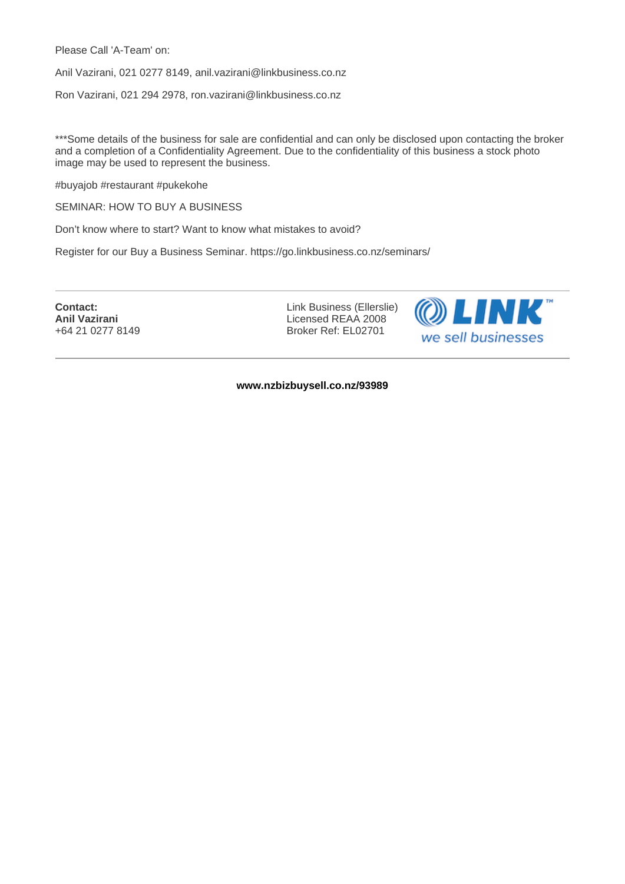Please Call 'A-Team' on:

Anil Vazirani, 021 0277 8149, anil.vazirani@linkbusiness.co.nz

Ron Vazirani, 021 294 2978, ron.vazirani@linkbusiness.co.nz

***Some details of the business for sale are confidential and can only be disclosed upon contacting the broker and a completion of a Confidentiality Agreement. Due to the confidentiality of this business a stock photo image may be used to represent the business.

#buyajob #restaurant #pukekohe

SEMINAR: HOW TO BUY A BUSINESS

Don't know where to start? Want to know what mistakes to avoid?

Register for our Buy a Business Seminar. https://go.linkbusiness.co.nz/seminars/

---

**Contact:**
**Anil Vazirani**
+64 21 0277 8149

Link Business (Ellerslie)
Licensed REAA 2008
Broker Ref: EL02701

LINK™ we sell businesses

---

**www.nzbizbuysell.co.nz/93989**